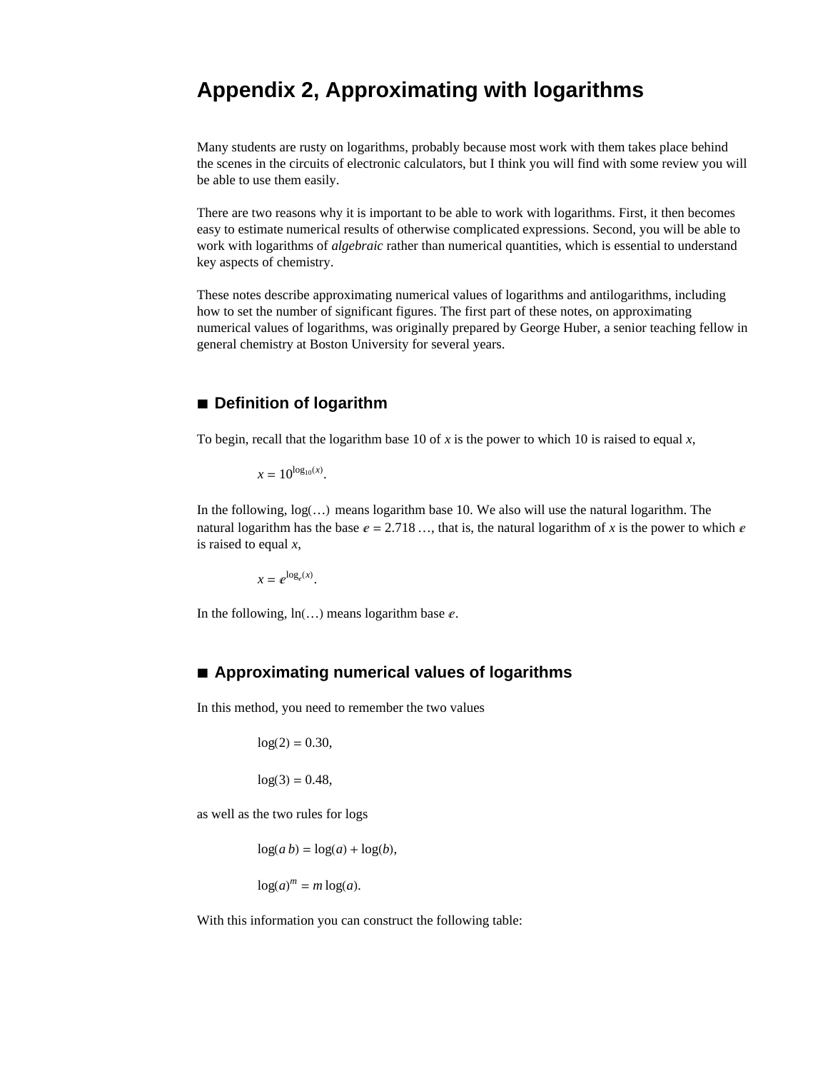# Appendix 2, Approximating with logarithms

Many students are rusty on logarithms, probably because most work with them takes place behind the scenes in the circuits of electronic calculators, but I think you will find with some review you will be able to use them easily.

There are two reasons why it is important to be able to work with logarithms. First, it then becomes easy to estimate numerical results of otherwise complicated expressions. Second, you will be able to work with logarithms of *algebraic* rather than numerical quantities, which is essential to understand key aspects of chemistry.

These notes describe approximating numerical values of logarithms and antilogarithms, including how to set the number of significant figures. The first part of these notes, on approximating numerical values of logarithms, was originally prepared by George Huber, a senior teaching fellow in general chemistry at Boston University for several years.

## ■ Definition of logarithm

To begin, recall that the logarithm base 10 of $x$ is the power to which 10 is raised to equal $x$,

$$x = 10^{\log_{10}(x)}.$$

In the following, $\log(\ldots)$ means logarithm base 10. We also will use the natural logarithm. The natural logarithm has the base $e = 2.718\ldots$, that is, the natural logarithm of $x$ is the power to which $e$ is raised to equal $x$,

$$x = e^{\log_e(x)}.$$

In the following, $\ln(\ldots)$ means logarithm base $e$.

## ■ Approximating numerical values of logarithms

In this method, you need to remember the two values

$$\log(2) = 0.30,$$

$$\log(3) = 0.48,$$

as well as the two rules for logs

$$\log(a\,b) = \log(a) + \log(b),$$

$$\log(a)^m = m\log(a).$$

With this information you can construct the following table: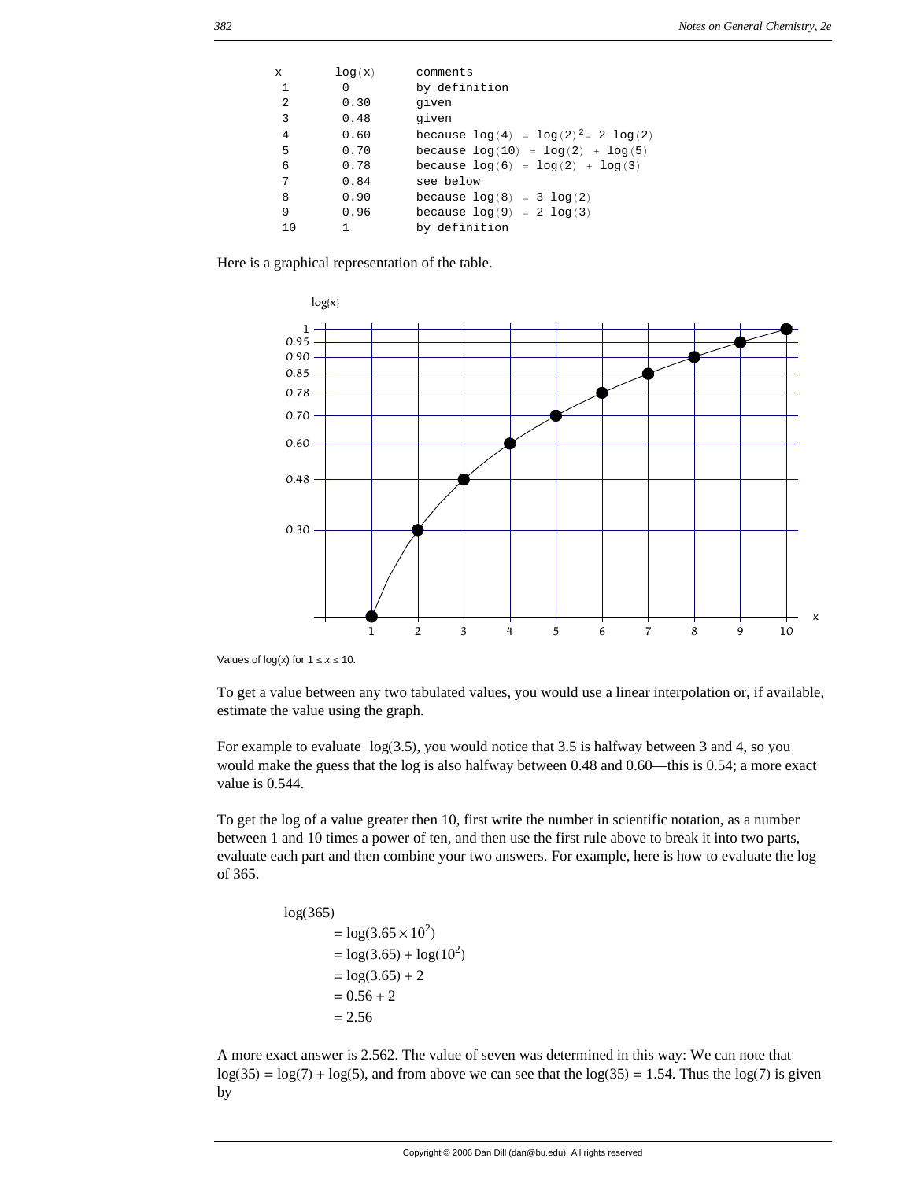| x | log(x) | comments |
|---|---|---|
| 1 | 0 | by definition |
| 2 | 0.30 | given |
| 3 | 0.48 | given |
| 4 | 0.60 | because $\log(4) = \log(2)^2 = 2\log(2)$ |
| 5 | 0.70 | because $\log(10) = \log(2) + \log(5)$ |
| 6 | 0.78 | because $\log(6) = \log(2) + \log(3)$ |
| 7 | 0.84 | see below |
| 8 | 0.90 | because $\log(8) = 3\log(2)$ |
| 9 | 0.96 | because $\log(9) = 2\log(3)$ |
| 10 | 1 | by definition |

Here is a graphical representation of the table.

Values of log(x) for $1 \le x \le 10$.

To get a value between any two tabulated values, you would use a linear interpolation or, if available, estimate the value using the graph.

For example to evaluate $\log(3.5)$, you would notice that 3.5 is halfway between 3 and 4, so you would make the guess that the log is also halfway between 0.48 and 0.60—this is 0.54; a more exact value is 0.544.

To get the log of a value greater then 10, first write the number in scientific notation, as a number between 1 and 10 times a power of ten, and then use the first rule above to break it into two parts, evaluate each part and then combine your two answers. For example, here is how to evaluate the log of 365.

$$\begin{aligned}
&\log(365) \\
&\quad = \log(3.65 \times 10^2) \\
&\quad = \log(3.65) + \log(10^2) \\
&\quad = \log(3.65) + 2 \\
&\quad = 0.56 + 2 \\
&\quad = 2.56
\end{aligned}$$

A more exact answer is 2.562. The value of seven was determined in this way: We can note that $\log(35) = \log(7) + \log(5)$, and from above we can see that the $\log(35) = 1.54$. Thus the $\log(7)$ is given by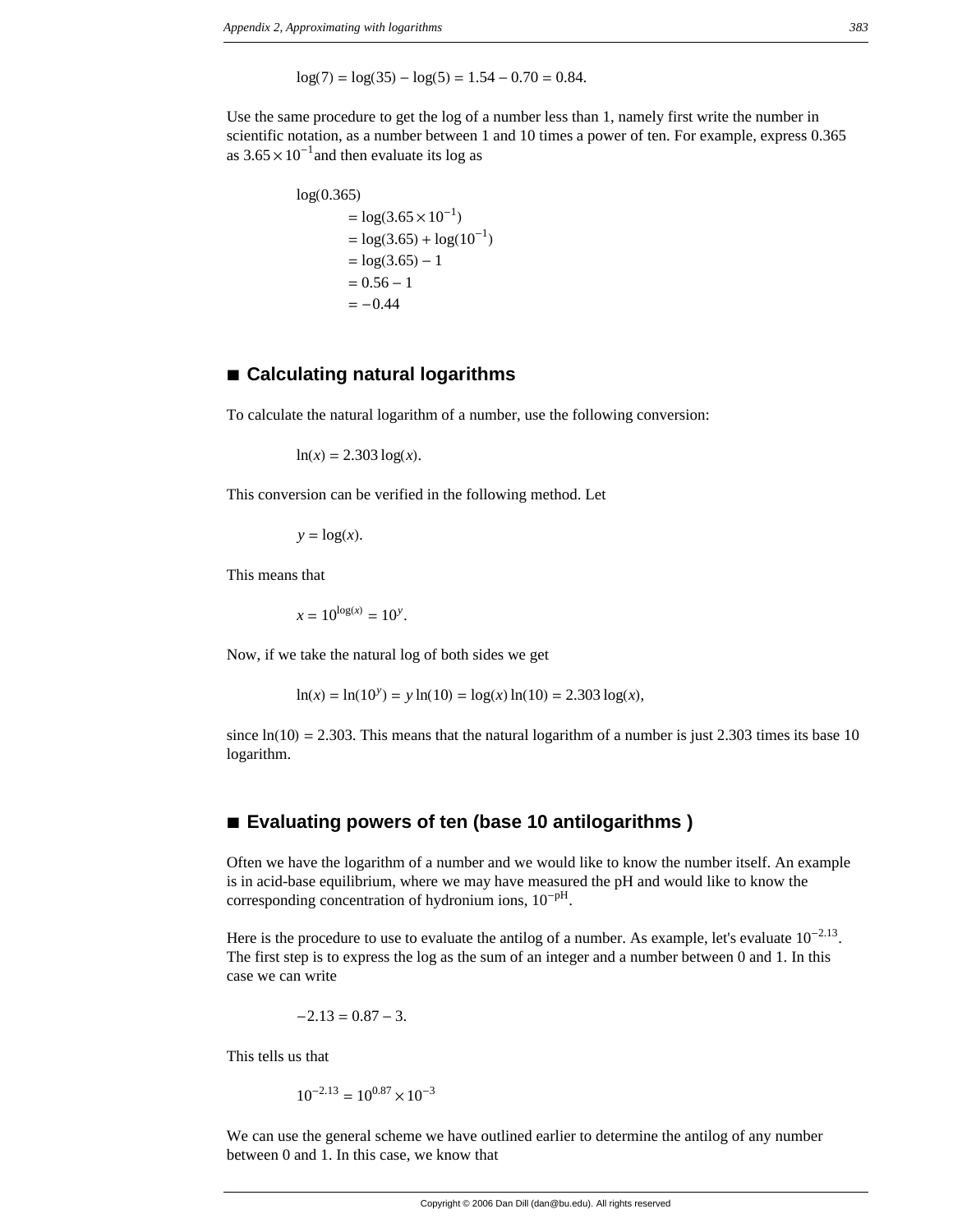$$\log(7) = \log(35) - \log(5) = 1.54 - 0.70 = 0.84.$$

Use the same procedure to get the log of a number less than 1, namely first write the number in scientific notation, as a number between 1 and 10 times a power of ten. For example, express 0.365 as $3.65 \times 10^{-1}$ and then evaluate its log as

$$\begin{aligned}
&\log(0.365) \\
&\quad = \log(3.65 \times 10^{-1}) \\
&\quad = \log(3.65) + \log(10^{-1}) \\
&\quad = \log(3.65) - 1 \\
&\quad = 0.56 - 1 \\
&\quad = -0.44
\end{aligned}$$

## ■ Calculating natural logarithms

To calculate the natural logarithm of a number, use the following conversion:

$$\ln(x) = 2.303 \log(x).$$

This conversion can be verified in the following method. Let

$$y = \log(x).$$

This means that

$$x = 10^{\log(x)} = 10^{y}.$$

Now, if we take the natural log of both sides we get

$$\ln(x) = \ln(10^{y}) = y \ln(10) = \log(x) \ln(10) = 2.303 \log(x),$$

since $\ln(10) = 2.303$. This means that the natural logarithm of a number is just 2.303 times its base 10 logarithm.

## ■ Evaluating powers of ten (base 10 antilogarithms )

Often we have the logarithm of a number and we would like to know the number itself. An example is in acid-base equilibrium, where we may have measured the pH and would like to know the corresponding concentration of hydronium ions, $10^{-\mathrm{pH}}$.

Here is the procedure to use to evaluate the antilog of a number. As example, let's evaluate $10^{-2.13}$. The first step is to express the log as the sum of an integer and a number between 0 and 1. In this case we can write

$$-2.13 = 0.87 - 3.$$

This tells us that

$$10^{-2.13} = 10^{0.87} \times 10^{-3}$$

We can use the general scheme we have outlined earlier to determine the antilog of any number between 0 and 1. In this case, we know that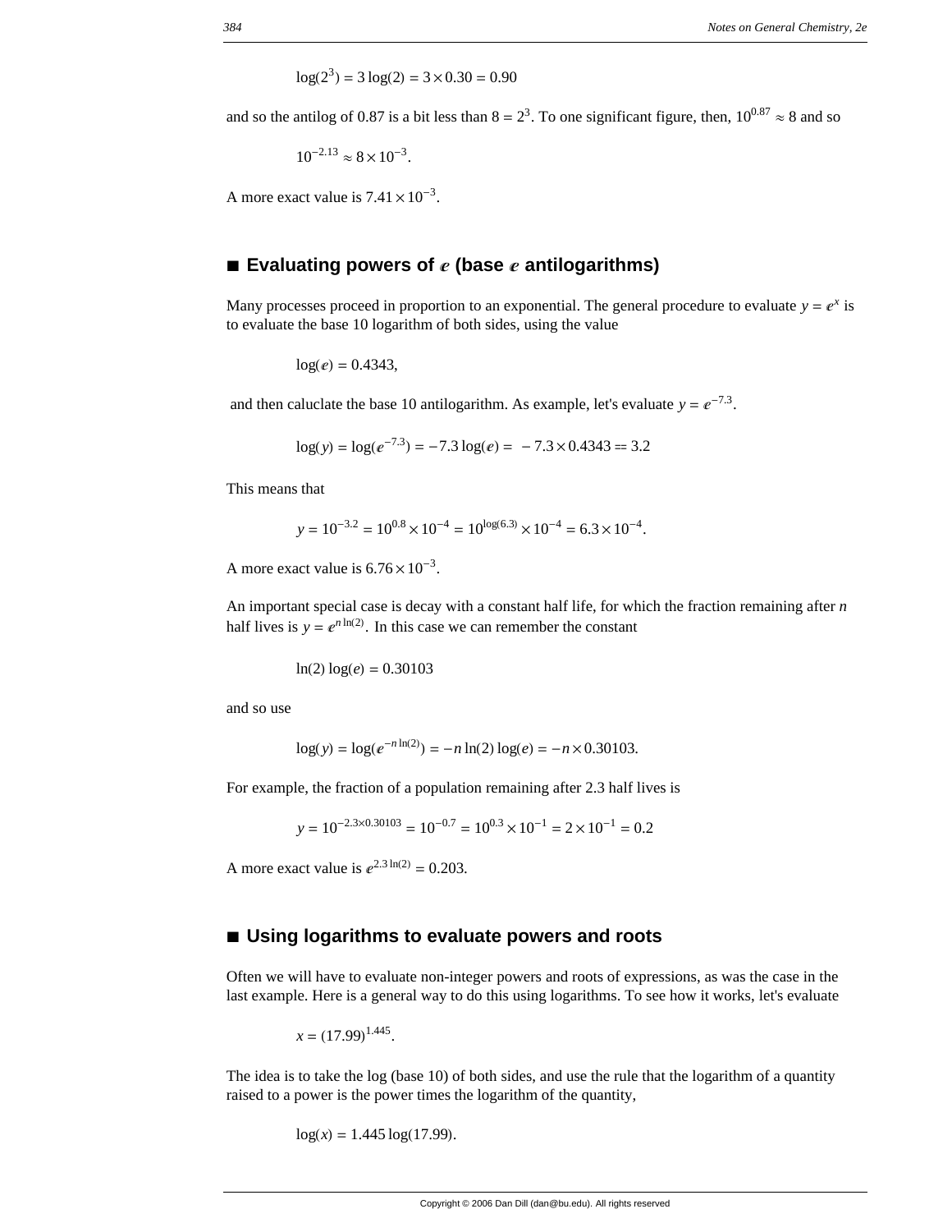$$\log(2^3) = 3\log(2) = 3 \times 0.30 = 0.90$$

and so the antilog of 0.87 is a bit less than $8 = 2^3$. To one significant figure, then, $10^{0.87} \approx 8$ and so

$$10^{-2.13} \approx 8 \times 10^{-3}.$$

A more exact value is $7.41 \times 10^{-3}$.

## ■ Evaluating powers of $e$ (base $e$ antilogarithms)

Many processes proceed in proportion to an exponential. The general procedure to evaluate $y = e^x$ is to evaluate the base 10 logarithm of both sides, using the value

$$\log(e) = 0.4343,$$

and then caluclate the base 10 antilogarithm. As example, let's evaluate $y = e^{-7.3}$.

$$\log(y) = \log(e^{-7.3}) = -7.3\log(e) = -7.3 \times 0.4343 == 3.2$$

This means that

$$y = 10^{-3.2} = 10^{0.8} \times 10^{-4} = 10^{\log(6.3)} \times 10^{-4} = 6.3 \times 10^{-4}.$$

A more exact value is $6.76 \times 10^{-3}$.

An important special case is decay with a constant half life, for which the fraction remaining after $n$ half lives is $y = e^{n\ln(2)}$. In this case we can remember the constant

$$\ln(2)\log(e) = 0.30103$$

and so use

$$\log(y) = \log(e^{-n\ln(2)}) = -n\ln(2)\log(e) = -n \times 0.30103.$$

For example, the fraction of a population remaining after 2.3 half lives is

$$y = 10^{-2.3\times 0.30103} = 10^{-0.7} = 10^{0.3} \times 10^{-1} = 2 \times 10^{-1} = 0.2$$

A more exact value is $e^{2.3\ln(2)} = 0.203$.

## ■ Using logarithms to evaluate powers and roots

Often we will have to evaluate non-integer powers and roots of expressions, as was the case in the last example. Here is a general way to do this using logarithms. To see how it works, let's evaluate

$$x = (17.99)^{1.445}.$$

The idea is to take the log (base 10) of both sides, and use the rule that the logarithm of a quantity raised to a power is the power times the logarithm of the quantity,

$$\log(x) = 1.445\log(17.99).$$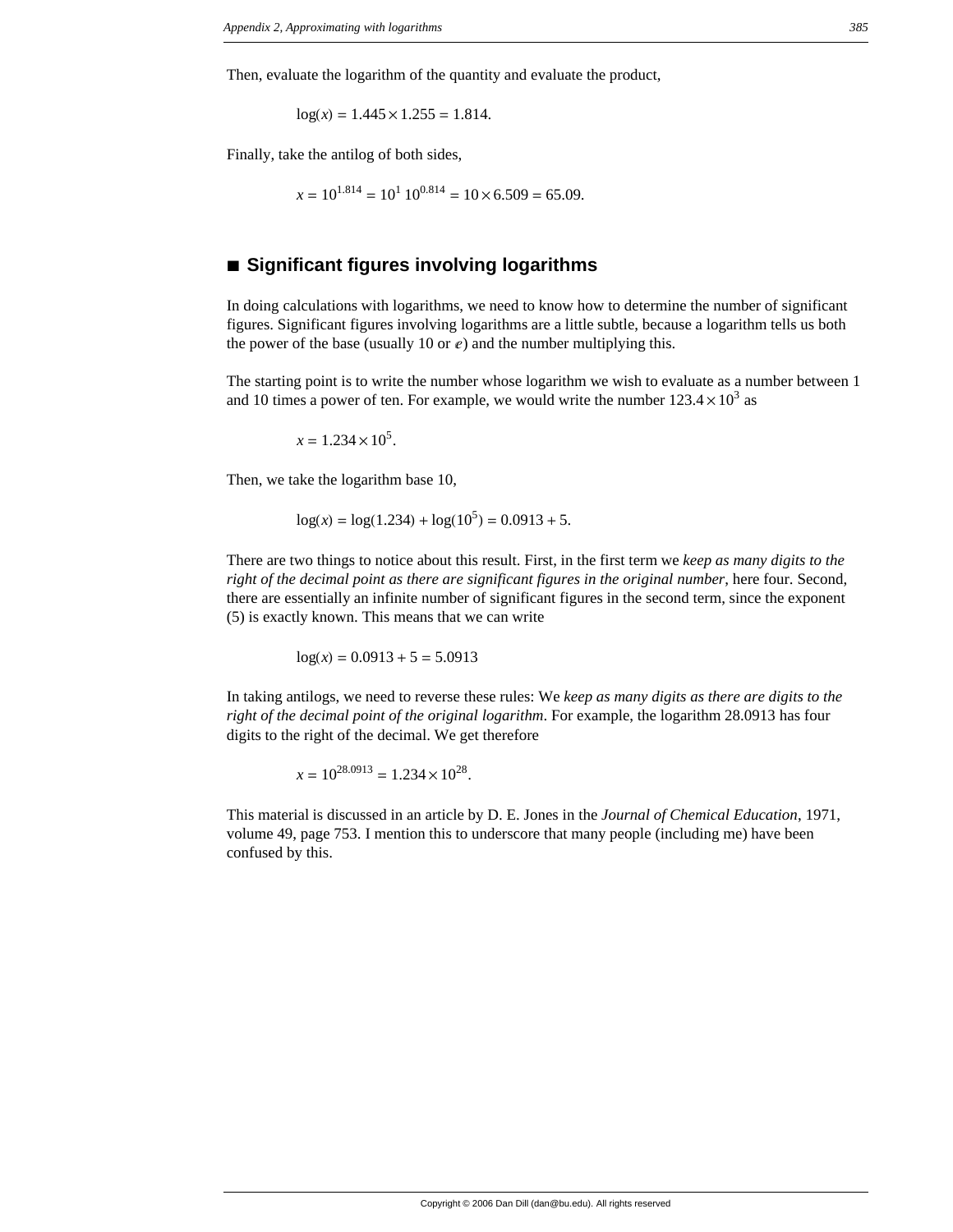Then, evaluate the logarithm of the quantity and evaluate the product,

$$\log(x) = 1.445 \times 1.255 = 1.814.$$

Finally, take the antilog of both sides,

$$x = 10^{1.814} = 10^{1}\, 10^{0.814} = 10 \times 6.509 = 65.09.$$

## ■ Significant figures involving logarithms

In doing calculations with logarithms, we need to know how to determine the number of significant figures. Significant figures involving logarithms are a little subtle, because a logarithm tells us both the power of the base (usually 10 or $e$) and the number multiplying this.

The starting point is to write the number whose logarithm we wish to evaluate as a number between 1 and 10 times a power of ten. For example, we would write the number $123.4 \times 10^{3}$ as

$$x = 1.234 \times 10^{5}.$$

Then, we take the logarithm base 10,

$$\log(x) = \log(1.234) + \log(10^{5}) = 0.0913 + 5.$$

There are two things to notice about this result. First, in the first term we *keep as many digits to the right of the decimal point as there are significant figures in the original number*, here four. Second, there are essentially an infinite number of significant figures in the second term, since the exponent (5) is exactly known. This means that we can write

$$\log(x) = 0.0913 + 5 = 5.0913$$

In taking antilogs, we need to reverse these rules: We *keep as many digits as there are digits to the right of the decimal point of the original logarithm*. For example, the logarithm 28.0913 has four digits to the right of the decimal. We get therefore

$$x = 10^{28.0913} = 1.234 \times 10^{28}.$$

This material is discussed in an article by D. E. Jones in the *Journal of Chemical Education*, 1971, volume 49, page 753. I mention this to underscore that many people (including me) have been confused by this.